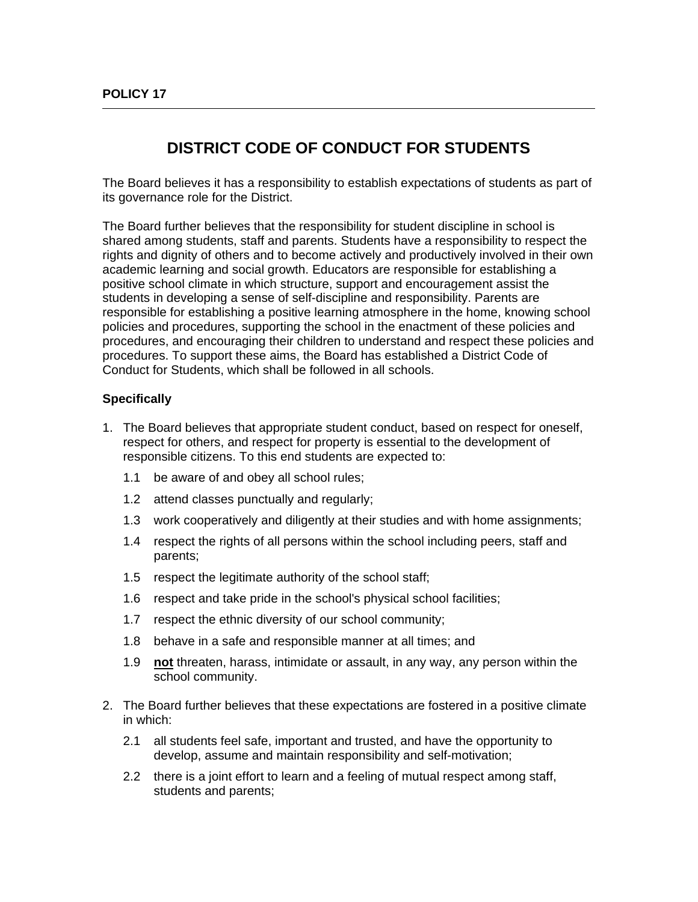**POLICY 17**

# DISTRICT CODE OF CONDUCT FOR STUDENTS

The Board believes it has a responsibility to establish expectations of students as part of its governance role for the District.

The Board further believes that the responsibility for student discipline in school is shared among students, staff and parents. Students have a responsibility to respect the rights and dignity of others and to become actively and productively involved in their own academic learning and social growth. Educators are responsible for establishing a positive school climate in which structure, support and encouragement assist the students in developing a sense of self-discipline and responsibility. Parents are responsible for establishing a positive learning atmosphere in the home, knowing school policies and procedures, supporting the school in the enactment of these policies and procedures, and encouraging their children to understand and respect these policies and procedures. To support these aims, the Board has established a District Code of Conduct for Students, which shall be followed in all schools.

**Specifically**

1. The Board believes that appropriate student conduct, based on respect for oneself, respect for others, and respect for property is essential to the development of responsible citizens. To this end students are expected to:

   1.1 be aware of and obey all school rules;

   1.2 attend classes punctually and regularly;

   1.3 work cooperatively and diligently at their studies and with home assignments;

   1.4 respect the rights of all persons within the school including peers, staff and parents;

   1.5 respect the legitimate authority of the school staff;

   1.6 respect and take pride in the school's physical school facilities;

   1.7 respect the ethnic diversity of our school community;

   1.8 behave in a safe and responsible manner at all times; and

   1.9 <u>**not**</u> threaten, harass, intimidate or assault, in any way, any person within the school community.

2. The Board further believes that these expectations are fostered in a positive climate in which:

   2.1 all students feel safe, important and trusted, and have the opportunity to develop, assume and maintain responsibility and self-motivation;

   2.2 there is a joint effort to learn and a feeling of mutual respect among staff, students and parents;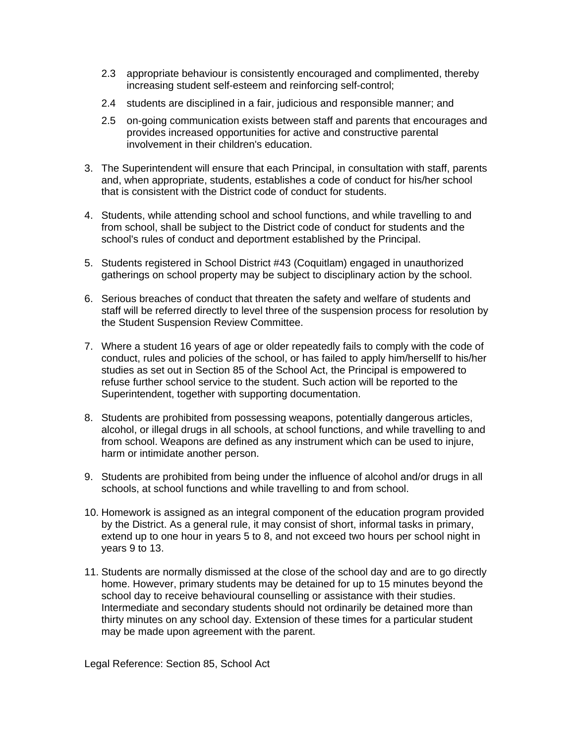2.3 appropriate behaviour is consistently encouraged and complimented, thereby increasing student self-esteem and reinforcing self-control;

2.4 students are disciplined in a fair, judicious and responsible manner; and

2.5 on-going communication exists between staff and parents that encourages and provides increased opportunities for active and constructive parental involvement in their children's education.

3. The Superintendent will ensure that each Principal, in consultation with staff, parents and, when appropriate, students, establishes a code of conduct for his/her school that is consistent with the District code of conduct for students.

4. Students, while attending school and school functions, and while travelling to and from school, shall be subject to the District code of conduct for students and the school's rules of conduct and deportment established by the Principal.

5. Students registered in School District #43 (Coquitlam) engaged in unauthorized gatherings on school property may be subject to disciplinary action by the school.

6. Serious breaches of conduct that threaten the safety and welfare of students and staff will be referred directly to level three of the suspension process for resolution by the Student Suspension Review Committee.

7. Where a student 16 years of age or older repeatedly fails to comply with the code of conduct, rules and policies of the school, or has failed to apply him/hersellf to his/her studies as set out in Section 85 of the School Act, the Principal is empowered to refuse further school service to the student. Such action will be reported to the Superintendent, together with supporting documentation.

8. Students are prohibited from possessing weapons, potentially dangerous articles, alcohol, or illegal drugs in all schools, at school functions, and while travelling to and from school. Weapons are defined as any instrument which can be used to injure, harm or intimidate another person.

9. Students are prohibited from being under the influence of alcohol and/or drugs in all schools, at school functions and while travelling to and from school.

10. Homework is assigned as an integral component of the education program provided by the District. As a general rule, it may consist of short, informal tasks in primary, extend up to one hour in years 5 to 8, and not exceed two hours per school night in years 9 to 13.

11. Students are normally dismissed at the close of the school day and are to go directly home. However, primary students may be detained for up to 15 minutes beyond the school day to receive behavioural counselling or assistance with their studies. Intermediate and secondary students should not ordinarily be detained more than thirty minutes on any school day. Extension of these times for a particular student may be made upon agreement with the parent.

Legal Reference: Section 85, School Act